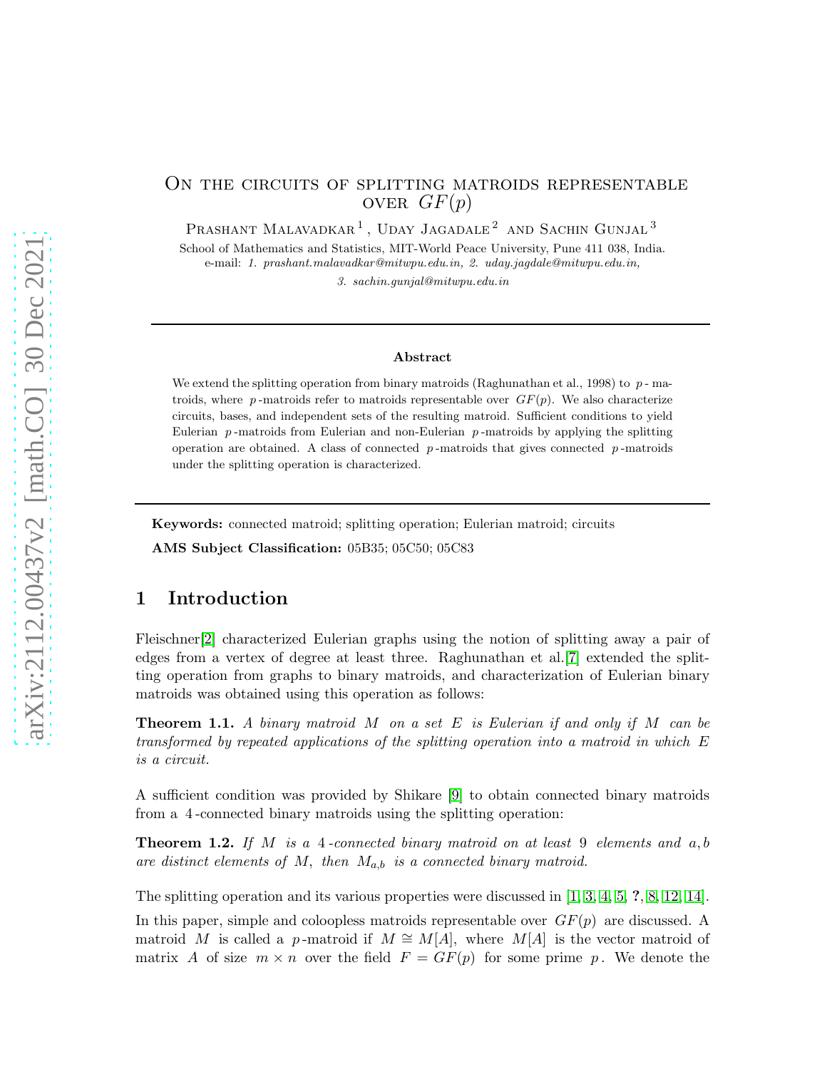# On the circuits of splitting matroids representable over $GF(p)$

Prashant Malavadkar [1], Uday Jagadale [2] and Sachin Gunjal [3]

School of Mathematics and Statistics, MIT-World Peace University, Pune 411 038, India.
e-mail: *1. prashant.malavadkar@mitwpu.edu.in, 2. uday.jagdale@mitwpu.edu.in,*
*3. sachin.gunjal@mitwpu.edu.in*

---

**Abstract**

We extend the splitting operation from binary matroids (Raghunathan et al., 1998) to $p$-matroids, where $p$-matroids refer to matroids representable over $GF(p)$. We also characterize circuits, bases, and independent sets of the resulting matroid. Sufficient conditions to yield Eulerian $p$-matroids from Eulerian and non-Eulerian $p$-matroids by applying the splitting operation are obtained. A class of connected $p$-matroids that gives connected $p$-matroids under the splitting operation is characterized.

---

**Keywords:** connected matroid; splitting operation; Eulerian matroid; circuits

**AMS Subject Classification:** 05B35; 05C50; 05C83

## 1 Introduction

Fleischner[2] characterized Eulerian graphs using the notion of splitting away a pair of edges from a vertex of degree at least three. Raghunathan et al.[7] extended the splitting operation from graphs to binary matroids, and characterization of Eulerian binary matroids was obtained using this operation as follows:

**Theorem 1.1.** *A binary matroid $M$ on a set $E$ is Eulerian if and only if $M$ can be transformed by repeated applications of the splitting operation into a matroid in which $E$ is a circuit.*

A sufficient condition was provided by Shikare [9] to obtain connected binary matroids from a 4-connected binary matroids using the splitting operation:

**Theorem 1.2.** *If $M$ is a 4-connected binary matroid on at least 9 elements and $a, b$ are distinct elements of $M$, then $M_{a,b}$ is a connected binary matroid.*

The splitting operation and its various properties were discussed in [1, 3, 4, 5, **?**, 8, 12, 14].

In this paper, simple and coloopless matroids representable over $GF(p)$ are discussed. A matroid $M$ is called a $p$-matroid if $M \cong M[A]$, where $M[A]$ is the vector matroid of matrix $A$ of size $m \times n$ over the field $F = GF(p)$ for some prime $p$. We denote the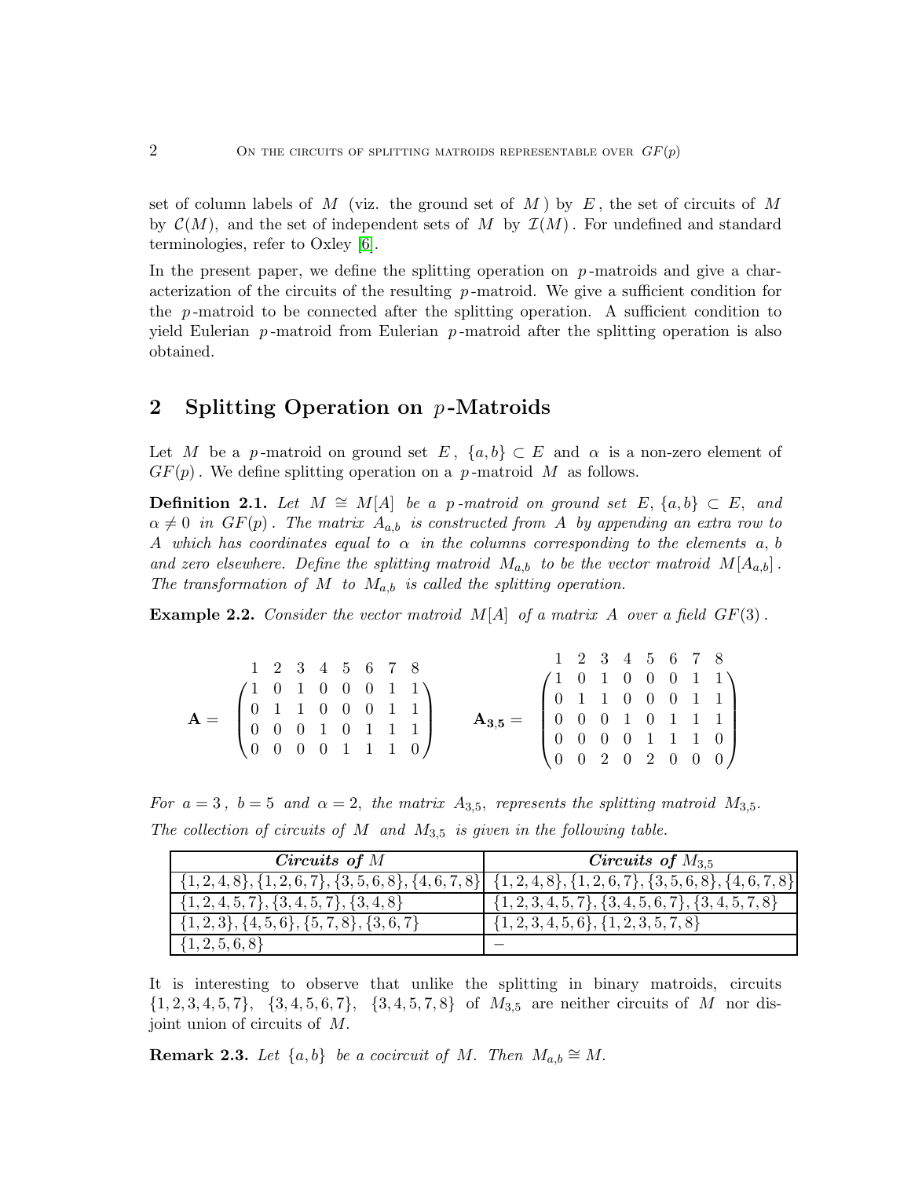set of column labels of $M$ (viz. the ground set of $M$) by $E$, the set of circuits of $M$ by $\mathcal{C}(M)$, and the set of independent sets of $M$ by $\mathcal{I}(M)$. For undefined and standard terminologies, refer to Oxley [6].

In the present paper, we define the splitting operation on $p$-matroids and give a characterization of the circuits of the resulting $p$-matroid. We give a sufficient condition for the $p$-matroid to be connected after the splitting operation. A sufficient condition to yield Eulerian $p$-matroid from Eulerian $p$-matroid after the splitting operation is also obtained.

## 2 Splitting Operation on $p$-Matroids

Let $M$ be a $p$-matroid on ground set $E$, $\{a, b\} \subset E$ and $\alpha$ is a non-zero element of $GF(p)$. We define splitting operation on a $p$-matroid $M$ as follows.

**Definition 2.1.** *Let $M \cong M[A]$ be a $p$-matroid on ground set $E, \{a, b\} \subset E,$ and $\alpha \neq 0$ in $GF(p)$. The matrix $A_{a,b}$ is constructed from $A$ by appending an extra row to $A$ which has coordinates equal to $\alpha$ in the columns corresponding to the elements $a$, $b$ and zero elsewhere. Define the splitting matroid $M_{a,b}$ to be the vector matroid $M[A_{a,b}]$. The transformation of $M$ to $M_{a,b}$ is called the splitting operation.*

**Example 2.2.** *Consider the vector matroid $M[A]$ of a matrix $A$ over a field $GF(3)$.*

$$\mathbf{A} = \begin{array}{c} \begin{matrix} 1 & 2 & 3 & 4 & 5 & 6 & 7 & 8 \end{matrix} \\ \begin{pmatrix} 1 & 0 & 1 & 0 & 0 & 0 & 1 & 1 \\ 0 & 1 & 1 & 0 & 0 & 0 & 1 & 1 \\ 0 & 0 & 0 & 1 & 0 & 1 & 1 & 1 \\ 0 & 0 & 0 & 0 & 1 & 1 & 1 & 0 \end{pmatrix} \end{array} \qquad \mathbf{A_{3,5}} = \begin{array}{c} \begin{matrix} 1 & 2 & 3 & 4 & 5 & 6 & 7 & 8 \end{matrix} \\ \begin{pmatrix} 1 & 0 & 1 & 0 & 0 & 0 & 1 & 1 \\ 0 & 1 & 1 & 0 & 0 & 0 & 1 & 1 \\ 0 & 0 & 0 & 1 & 0 & 1 & 1 & 1 \\ 0 & 0 & 0 & 0 & 1 & 1 & 1 & 0 \\ 0 & 0 & 2 & 0 & 2 & 0 & 0 & 0 \end{pmatrix} \end{array}$$

*For $a = 3$, $b = 5$ and $\alpha = 2$, the matrix $A_{3,5}$, represents the splitting matroid $M_{3,5}$. The collection of circuits of $M$ and $M_{3,5}$ is given in the following table.*

| ***Circuits of*** $M$ | ***Circuits of*** $M_{3,5}$ |
|---|---|
| $\{1,2,4,8\}, \{1,2,6,7\}, \{3,5,6,8\}, \{4,6,7,8\}$ | $\{1,2,4,8\}, \{1,2,6,7\}, \{3,5,6,8\}, \{4,6,7,8\}$ |
| $\{1,2,4,5,7\}, \{3,4,5,7\}, \{3,4,8\}$ | $\{1,2,3,4,5,7\}, \{3,4,5,6,7\}, \{3,4,5,7,8\}$ |
| $\{1,2,3\}, \{4,5,6\}, \{5,7,8\}, \{3,6,7\}$ | $\{1,2,3,4,5,6\}, \{1,2,3,5,7,8\}$ |
| $\{1,2,5,6,8\}$ | $-$ |

It is interesting to observe that unlike the splitting in binary matroids, circuits $\{1, 2, 3, 4, 5, 7\}$, $\{3, 4, 5, 6, 7\}$, $\{3, 4, 5, 7, 8\}$ of $M_{3,5}$ are neither circuits of $M$ nor disjoint union of circuits of $M$.

**Remark 2.3.** *Let $\{a, b\}$ be a cocircuit of $M$. Then $M_{a,b} \cong M$.*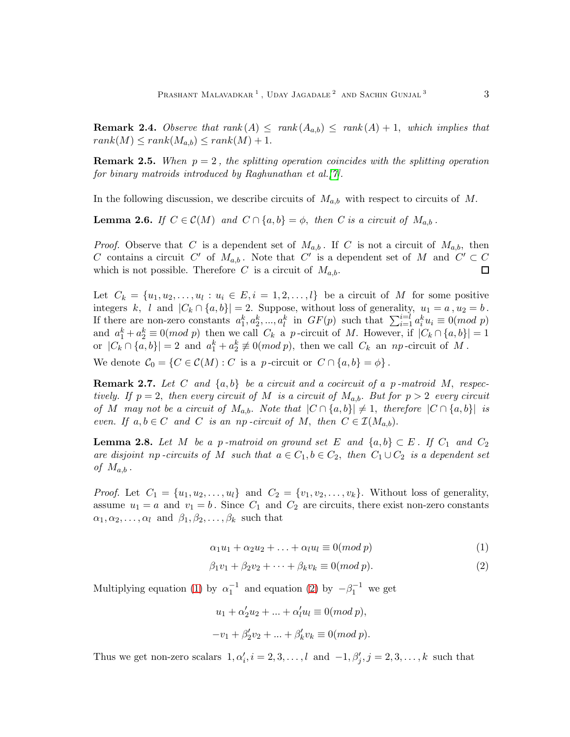**Remark 2.4.** *Observe that $rank(A) \leq rank(A_{a,b}) \leq rank(A)+1$, which implies that $rank(M) \leq rank(M_{a,b}) \leq rank(M)+1$.*

**Remark 2.5.** *When $p=2$, the splitting operation coincides with the splitting operation for binary matroids introduced by Raghunathan et al.[7].*

In the following discussion, we describe circuits of $M_{a,b}$ with respect to circuits of $M$.

**Lemma 2.6.** *If $C \in \mathcal{C}(M)$ and $C \cap \{a,b\} = \phi$, then $C$ is a circuit of $M_{a,b}$.*

*Proof.* Observe that $C$ is a dependent set of $M_{a,b}$. If $C$ is not a circuit of $M_{a,b}$, then $C$ contains a circuit $C'$ of $M_{a,b}$. Note that $C'$ is a dependent set of $M$ and $C' \subset C$ which is not possible. Therefore $C$ is a circuit of $M_{a,b}$. □

Let $C_k = \{u_1, u_2, \ldots, u_l : u_i \in E, i = 1, 2, \ldots, l\}$ be a circuit of $M$ for some positive integers $k$, $l$ and $|C_k \cap \{a,b\}| = 2$. Suppose, without loss of generality, $u_1 = a$, $u_2 = b$. If there are non-zero constants $a_1^k, a_2^k, \ldots, a_l^k$ in $GF(p)$ such that $\sum_{i=1}^{i=l} a_i^k u_i \equiv 0 (mod\ p)$ and $a_1^k + a_2^k \equiv 0 (mod\ p)$ then we call $C_k$ a $p$-circuit of $M$. However, if $|C_k \cap \{a,b\}| = 1$ or $|C_k \cap \{a,b\}| = 2$ and $a_1^k + a_2^k \not\equiv 0 (mod\ p)$, then we call $C_k$ an $np$-circuit of $M$.

We denote $\mathcal{C}_0 = \{C \in \mathcal{C}(M) : C \text{ is a } p\text{-circuit or } C \cap \{a,b\} = \phi\}$.

**Remark 2.7.** *Let $C$ and $\{a,b\}$ be a circuit and a cocircuit of a $p$-matroid $M$, respectively. If $p=2$, then every circuit of $M$ is a circuit of $M_{a,b}$. But for $p>2$ every circuit of $M$ may not be a circuit of $M_{a,b}$. Note that $|C \cap \{a,b\}| \neq 1$, therefore $|C \cap \{a,b\}|$ is even. If $a,b \in C$ and $C$ is an $np$-circuit of $M$, then $C \in \mathcal{I}(M_{a,b})$.*

**Lemma 2.8.** *Let $M$ be a $p$-matroid on ground set $E$ and $\{a,b\} \subset E$. If $C_1$ and $C_2$ are disjoint $np$-circuits of $M$ such that $a \in C_1, b \in C_2$, then $C_1 \cup C_2$ is a dependent set of $M_{a,b}$.*

*Proof.* Let $C_1 = \{u_1, u_2, \ldots, u_l\}$ and $C_2 = \{v_1, v_2, \ldots, v_k\}$. Without loss of generality, assume $u_1 = a$ and $v_1 = b$. Since $C_1$ and $C_2$ are circuits, there exist non-zero constants $\alpha_1, \alpha_2, \ldots, \alpha_l$ and $\beta_1, \beta_2, \ldots, \beta_k$ such that

$$\alpha_1 u_1 + \alpha_2 u_2 + \ldots + \alpha_l u_l \equiv 0 (mod\ p) \tag{1}$$

$$\beta_1 v_1 + \beta_2 v_2 + \cdots + \beta_k v_k \equiv 0 (mod\ p). \tag{2}$$

Multiplying equation (1) by $\alpha_1^{-1}$ and equation (2) by $-\beta_1^{-1}$ we get

$$u_1 + \alpha_2' u_2 + \ldots + \alpha_l' u_l \equiv 0 (mod\ p),$$

$$-v_1 + \beta_2' v_2 + \ldots + \beta_k' v_k \equiv 0 (mod\ p).$$

Thus we get non-zero scalars $1, \alpha_i', i = 2, 3, \ldots, l$ and $-1, \beta_j', j = 2, 3, \ldots, k$ such that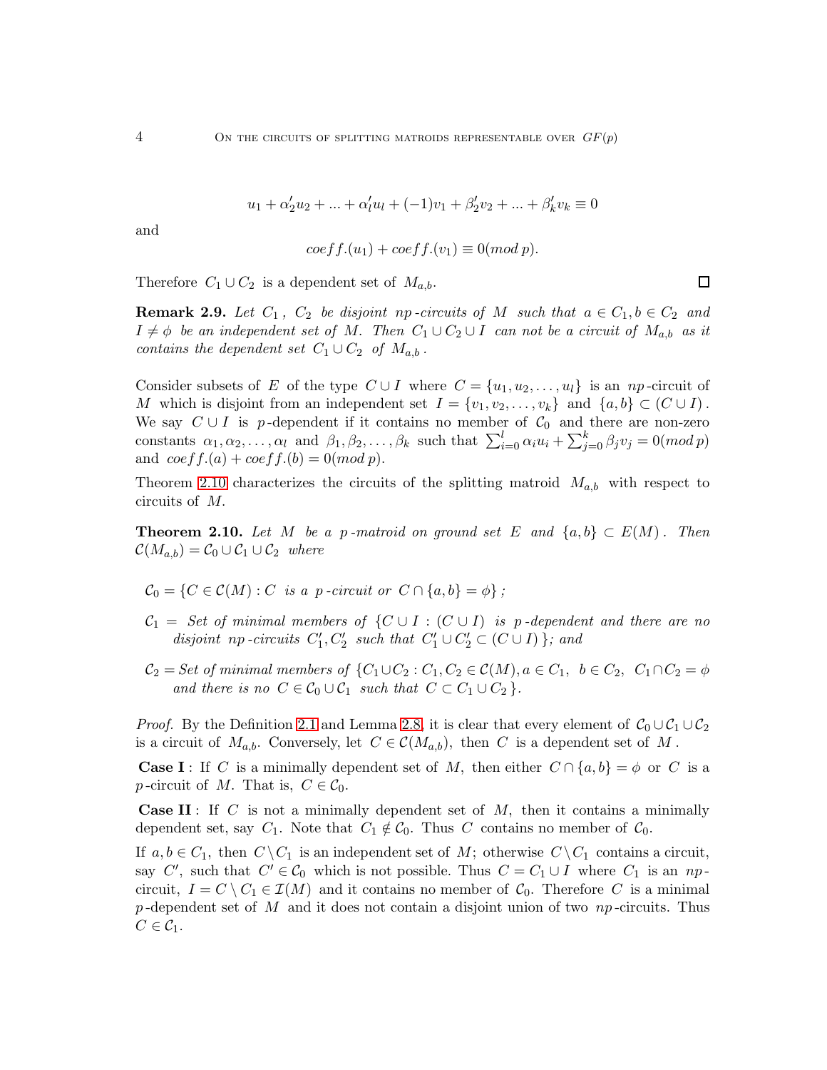$$u_1 + \alpha'_2 u_2 + ... + \alpha'_l u_l + (-1)v_1 + \beta'_2 v_2 + ... + \beta'_k v_k \equiv 0$$

and

$$coeff.(u_1) + coeff.(v_1) \equiv 0 (mod\, p).$$

Therefore $C_1 \cup C_2$ is a dependent set of $M_{a,b}$. □

**Remark 2.9.** *Let $C_1$, $C_2$ be disjoint np-circuits of $M$ such that $a \in C_1, b \in C_2$ and $I \neq \phi$ be an independent set of $M$. Then $C_1 \cup C_2 \cup I$ can not be a circuit of $M_{a,b}$ as it contains the dependent set $C_1 \cup C_2$ of $M_{a,b}$.*

Consider subsets of $E$ of the type $C \cup I$ where $C = \{u_1, u_2, \dots, u_l\}$ is an $np$-circuit of $M$ which is disjoint from an independent set $I = \{v_1, v_2, \dots, v_k\}$ and $\{a, b\} \subset (C \cup I)$. We say $C \cup I$ is $p$-dependent if it contains no member of $\mathcal{C}_0$ and there are non-zero constants $\alpha_1, \alpha_2, \dots, \alpha_l$ and $\beta_1, \beta_2, \dots, \beta_k$ such that $\sum_{i=0}^{l} \alpha_i u_i + \sum_{j=0}^{k} \beta_j v_j = 0 (mod\, p)$ and $coeff.(a) + coeff.(b) = 0(mod\, p)$.

Theorem 2.10 characterizes the circuits of the splitting matroid $M_{a,b}$ with respect to circuits of $M$.

**Theorem 2.10.** *Let $M$ be a p-matroid on ground set $E$ and $\{a, b\} \subset E(M)$. Then $\mathcal{C}(M_{a,b}) = \mathcal{C}_0 \cup \mathcal{C}_1 \cup \mathcal{C}_2$ where*

- *$\mathcal{C}_0 = \{C \in \mathcal{C}(M) : C$ is a p-circuit or $C \cap \{a, b\} = \phi\}$;*
- *$\mathcal{C}_1 =$ Set of minimal members of $\{C \cup I : (C \cup I)$ is p-dependent and there are no disjoint np-circuits $C'_1, C'_2$ such that $C'_1 \cup C'_2 \subset (C \cup I)\}$; and*
- *$\mathcal{C}_2 =$ Set of minimal members of $\{C_1 \cup C_2 : C_1, C_2 \in \mathcal{C}(M), a \in C_1,\ b \in C_2,\ C_1 \cap C_2 = \phi$ and there is no $C \in \mathcal{C}_0 \cup \mathcal{C}_1$ such that $C \subset C_1 \cup C_2\}$.*

*Proof.* By the Definition 2.1 and Lemma 2.8, it is clear that every element of $\mathcal{C}_0 \cup \mathcal{C}_1 \cup \mathcal{C}_2$ is a circuit of $M_{a,b}$. Conversely, let $C \in \mathcal{C}(M_{a,b})$, then $C$ is a dependent set of $M$.

**Case I** : If $C$ is a minimally dependent set of $M$, then either $C \cap \{a, b\} = \phi$ or $C$ is a $p$-circuit of $M$. That is, $C \in \mathcal{C}_0$.

**Case II** : If $C$ is not a minimally dependent set of $M$, then it contains a minimally dependent set, say $C_1$. Note that $C_1 \notin \mathcal{C}_0$. Thus $C$ contains no member of $\mathcal{C}_0$.

If $a, b \in C_1$, then $C \setminus C_1$ is an independent set of $M$; otherwise $C \setminus C_1$ contains a circuit, say $C'$, such that $C' \in \mathcal{C}_0$ which is not possible. Thus $C = C_1 \cup I$ where $C_1$ is an $np$-circuit, $I = C \setminus C_1 \in \mathcal{I}(M)$ and it contains no member of $\mathcal{C}_0$. Therefore $C$ is a minimal $p$-dependent set of $M$ and it does not contain a disjoint union of two $np$-circuits. Thus $C \in \mathcal{C}_1$.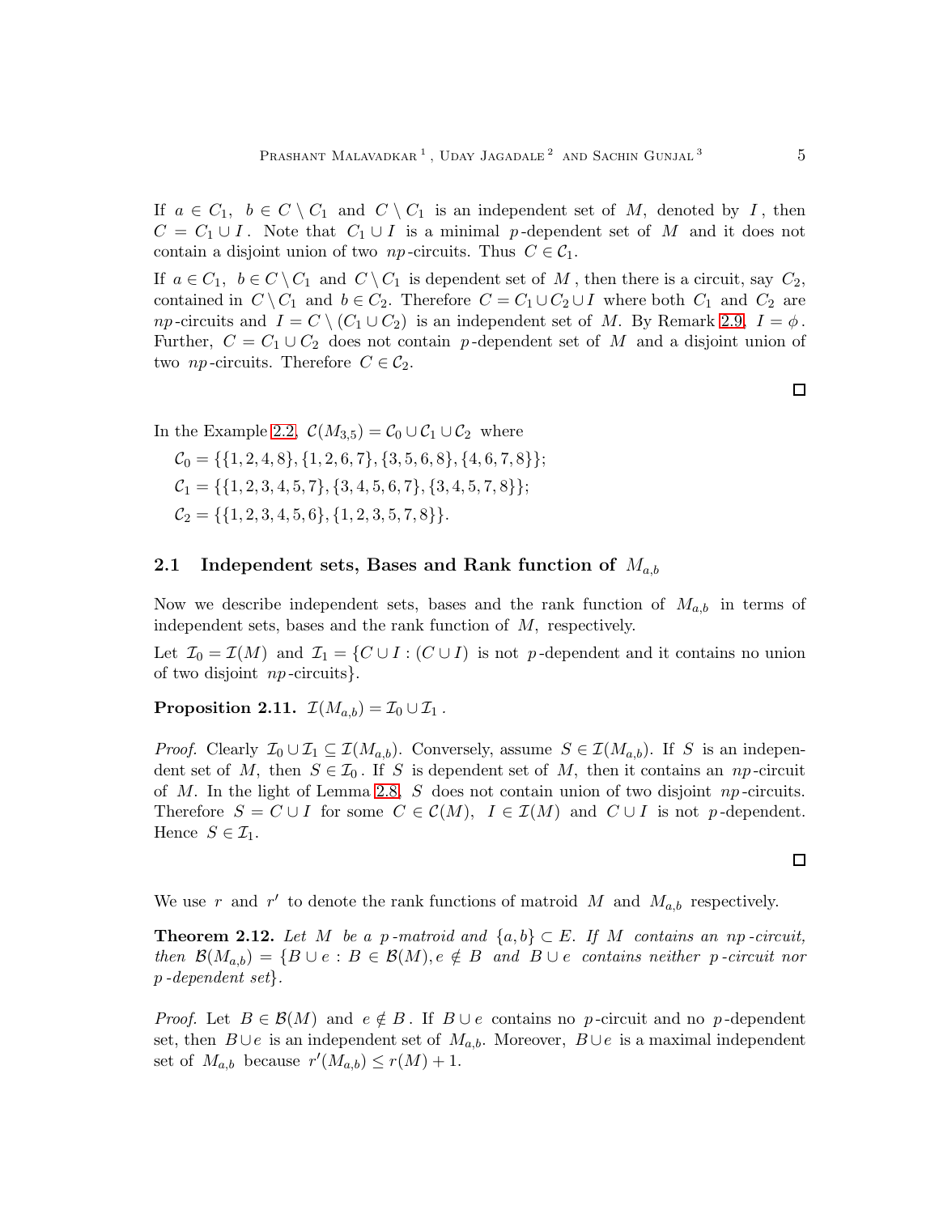If $a \in C_1$, $b \in C \setminus C_1$ and $C \setminus C_1$ is an independent set of $M$, denoted by $I$, then $C = C_1 \cup I$. Note that $C_1 \cup I$ is a minimal $p$-dependent set of $M$ and it does not contain a disjoint union of two $np$-circuits. Thus $C \in \mathcal{C}_1$.

If $a \in C_1$, $b \in C \setminus C_1$ and $C \setminus C_1$ is dependent set of $M$, then there is a circuit, say $C_2$, contained in $C \setminus C_1$ and $b \in C_2$. Therefore $C = C_1 \cup C_2 \cup I$ where both $C_1$ and $C_2$ are $np$-circuits and $I = C \setminus (C_1 \cup C_2)$ is an independent set of $M$. By Remark 2.9, $I = \phi$. Further, $C = C_1 \cup C_2$ does not contain $p$-dependent set of $M$ and a disjoint union of two $np$-circuits. Therefore $C \in \mathcal{C}_2$.

□

In the Example 2.2, $\mathcal{C}(M_{3,5}) = \mathcal{C}_0 \cup \mathcal{C}_1 \cup \mathcal{C}_2$ where

$\mathcal{C}_0 = \{\{1,2,4,8\}, \{1,2,6,7\}, \{3,5,6,8\}, \{4,6,7,8\}\}$;

$\mathcal{C}_1 = \{\{1,2,3,4,5,7\}, \{3,4,5,6,7\}, \{3,4,5,7,8\}\}$;

$\mathcal{C}_2 = \{\{1,2,3,4,5,6\}, \{1,2,3,5,7,8\}\}$.

## 2.1 Independent sets, Bases and Rank function of $M_{a,b}$

Now we describe independent sets, bases and the rank function of $M_{a,b}$ in terms of independent sets, bases and the rank function of $M$, respectively.

Let $\mathcal{I}_0 = \mathcal{I}(M)$ and $\mathcal{I}_1 = \{C \cup I : (C \cup I)$ is not $p$-dependent and it contains no union of two disjoint $np$-circuits$\}$.

**Proposition 2.11.** $\mathcal{I}(M_{a,b}) = \mathcal{I}_0 \cup \mathcal{I}_1$.

*Proof.* Clearly $\mathcal{I}_0 \cup \mathcal{I}_1 \subseteq \mathcal{I}(M_{a,b})$. Conversely, assume $S \in \mathcal{I}(M_{a,b})$. If $S$ is an independent set of $M$, then $S \in \mathcal{I}_0$. If $S$ is dependent set of $M$, then it contains an $np$-circuit of $M$. In the light of Lemma 2.8, $S$ does not contain union of two disjoint $np$-circuits. Therefore $S = C \cup I$ for some $C \in \mathcal{C}(M)$, $I \in \mathcal{I}(M)$ and $C \cup I$ is not $p$-dependent. Hence $S \in \mathcal{I}_1$.

□

We use $r$ and $r'$ to denote the rank functions of matroid $M$ and $M_{a,b}$ respectively.

**Theorem 2.12.** *Let $M$ be a $p$-matroid and $\{a,b\} \subset E$. If $M$ contains an $np$-circuit, then $\mathcal{B}(M_{a,b}) = \{B \cup e : B \in \mathcal{B}(M), e \notin B$ and $B \cup e$ contains neither $p$-circuit nor $p$-dependent set$\}$.*

*Proof.* Let $B \in \mathcal{B}(M)$ and $e \notin B$. If $B \cup e$ contains no $p$-circuit and no $p$-dependent set, then $B \cup e$ is an independent set of $M_{a,b}$. Moreover, $B \cup e$ is a maximal independent set of $M_{a,b}$ because $r'(M_{a,b}) \leq r(M) + 1$.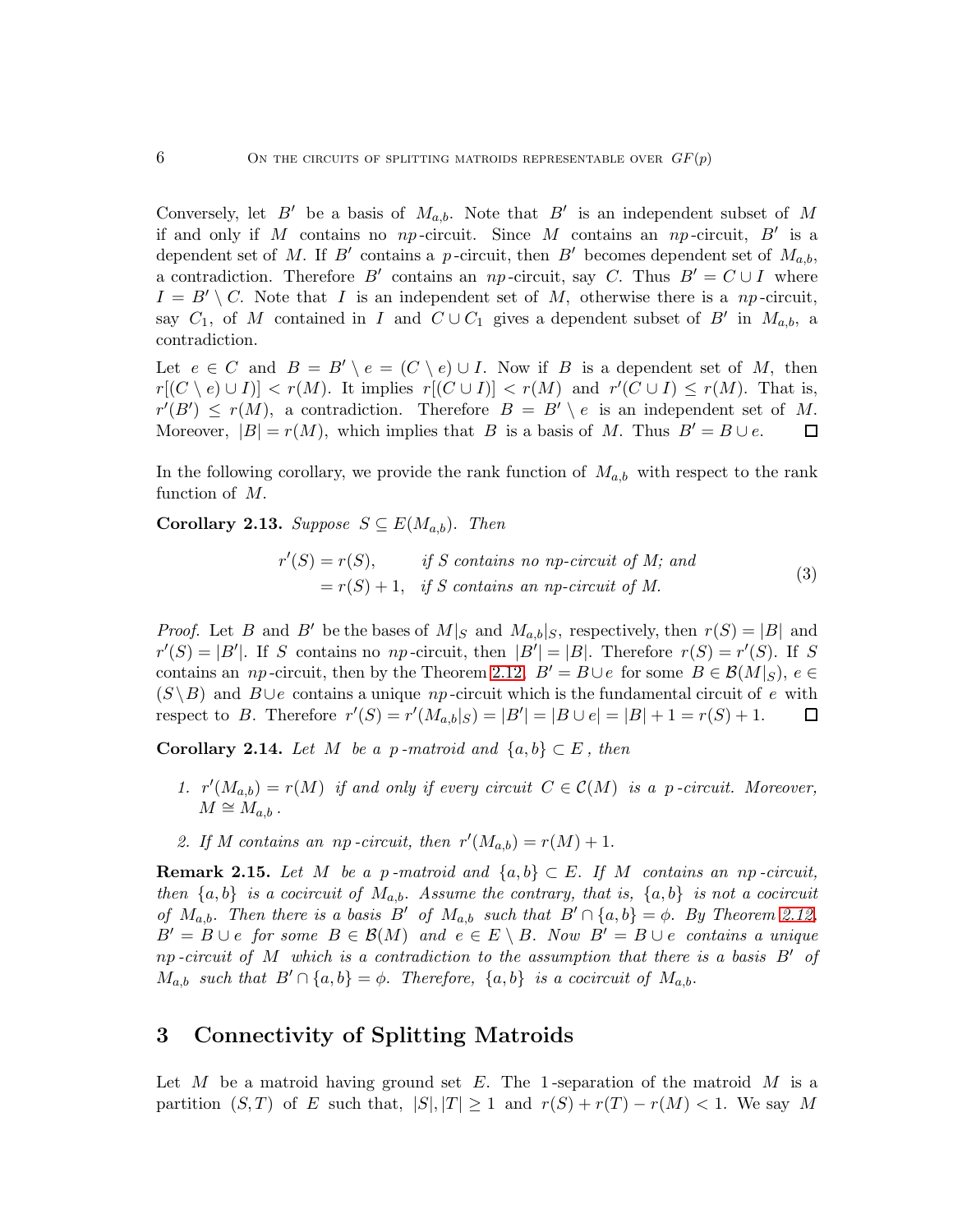Conversely, let $B'$ be a basis of $M_{a,b}$. Note that $B'$ is an independent subset of $M$ if and only if $M$ contains no $np$-circuit. Since $M$ contains an $np$-circuit, $B'$ is a dependent set of $M$. If $B'$ contains a $p$-circuit, then $B'$ becomes dependent set of $M_{a,b}$, a contradiction. Therefore $B'$ contains an $np$-circuit, say $C$. Thus $B' = C \cup I$ where $I = B' \setminus C$. Note that $I$ is an independent set of $M$, otherwise there is a $np$-circuit, say $C_1$, of $M$ contained in $I$ and $C \cup C_1$ gives a dependent subset of $B'$ in $M_{a,b}$, a contradiction.

Let $e \in C$ and $B = B' \setminus e = (C \setminus e) \cup I$. Now if $B$ is a dependent set of $M$, then $r[(C \setminus e) \cup I)] < r(M)$. It implies $r[(C \cup I)] < r(M)$ and $r'(C \cup I) \leq r(M)$. That is, $r'(B') \leq r(M)$, a contradiction. Therefore $B = B' \setminus e$ is an independent set of $M$. Moreover, $|B| = r(M)$, which implies that $B$ is a basis of $M$. Thus $B' = B \cup e$. $\square$

In the following corollary, we provide the rank function of $M_{a,b}$ with respect to the rank function of $M$.

**Corollary 2.13.** *Suppose $S \subseteq E(M_{a,b})$. Then*

$$\begin{aligned} r'(S) &= r(S), \quad \text{if } S \text{ contains no np-circuit of } M\text{; and} \\ &= r(S)+1, \quad \text{if } S \text{ contains an np-circuit of } M. \end{aligned} \tag{3}$$

*Proof.* Let $B$ and $B'$ be the bases of $M|_S$ and $M_{a,b}|_S$, respectively, then $r(S) = |B|$ and $r'(S) = |B'|$. If $S$ contains no $np$-circuit, then $|B'| = |B|$. Therefore $r(S) = r'(S)$. If $S$ contains an $np$-circuit, then by the Theorem 2.12, $B' = B \cup e$ for some $B \in \mathcal{B}(M|_S)$, $e \in (S \setminus B)$ and $B \cup e$ contains a unique $np$-circuit which is the fundamental circuit of $e$ with respect to $B$. Therefore $r'(S) = r'(M_{a,b}|_S) = |B'| = |B \cup e| = |B| + 1 = r(S) + 1$. $\square$

**Corollary 2.14.** *Let $M$ be a $p$-matroid and $\{a,b\} \subset E$, then*

1. *$r'(M_{a,b}) = r(M)$ if and only if every circuit $C \in \mathcal{C}(M)$ is a $p$-circuit. Moreover, $M \cong M_{a,b}$.*
2. *If $M$ contains an $np$-circuit, then $r'(M_{a,b}) = r(M) + 1$.*

**Remark 2.15.** *Let $M$ be a $p$-matroid and $\{a,b\} \subset E$. If $M$ contains an $np$-circuit, then $\{a,b\}$ is a cocircuit of $M_{a,b}$. Assume the contrary, that is, $\{a,b\}$ is not a cocircuit of $M_{a,b}$. Then there is a basis $B'$ of $M_{a,b}$ such that $B' \cap \{a,b\} = \phi$. By Theorem 2.12, $B' = B \cup e$ for some $B \in \mathcal{B}(M)$ and $e \in E \setminus B$. Now $B' = B \cup e$ contains a unique $np$-circuit of $M$ which is a contradiction to the assumption that there is a basis $B'$ of $M_{a,b}$ such that $B' \cap \{a,b\} = \phi$. Therefore, $\{a,b\}$ is a cocircuit of $M_{a,b}$.*

# 3 Connectivity of Splitting Matroids

Let $M$ be a matroid having ground set $E$. The 1-separation of the matroid $M$ is a partition $(S,T)$ of $E$ such that, $|S|, |T| \geq 1$ and $r(S) + r(T) - r(M) < 1$. We say $M$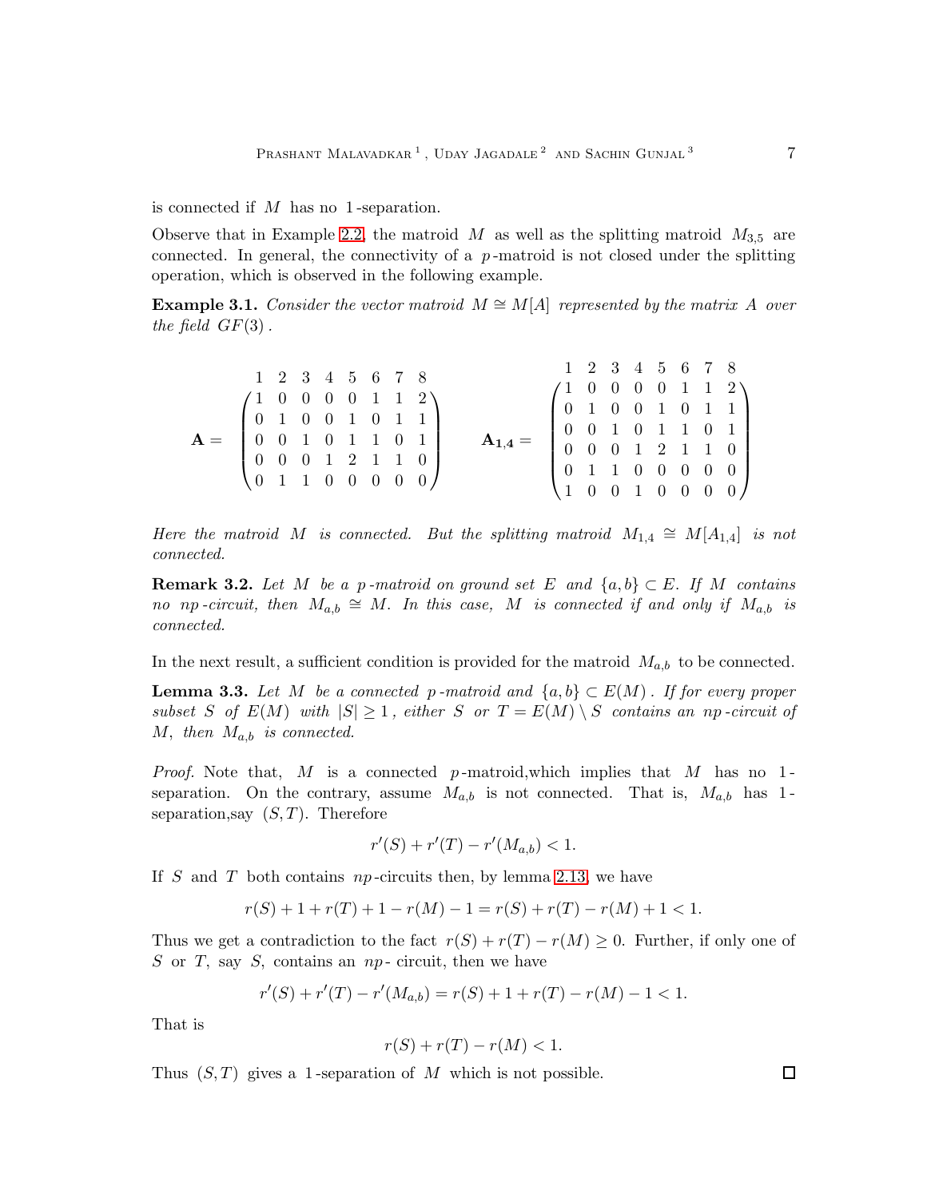is connected if $M$ has no 1-separation.

Observe that in Example 2.2, the matroid $M$ as well as the splitting matroid $M_{3,5}$ are connected. In general, the connectivity of a $p$-matroid is not closed under the splitting operation, which is observed in the following example.

**Example 3.1.** *Consider the vector matroid $M \cong M[A]$ represented by the matrix $A$ over the field $GF(3)$.*

$$\mathbf{A} = \begin{pmatrix} 1 & 0 & 0 & 0 & 0 & 1 & 1 & 2 \\ 0 & 1 & 0 & 0 & 1 & 0 & 1 & 1 \\ 0 & 0 & 1 & 0 & 1 & 1 & 0 & 1 \\ 0 & 0 & 0 & 1 & 2 & 1 & 1 & 0 \\ 0 & 1 & 1 & 0 & 0 & 0 & 0 & 0 \end{pmatrix} \qquad \mathbf{A_{1,4}} = \begin{pmatrix} 1 & 0 & 0 & 0 & 0 & 1 & 1 & 2 \\ 0 & 1 & 0 & 0 & 1 & 0 & 1 & 1 \\ 0 & 0 & 1 & 0 & 1 & 1 & 0 & 1 \\ 0 & 0 & 0 & 1 & 2 & 1 & 1 & 0 \\ 0 & 1 & 1 & 0 & 0 & 0 & 0 & 0 \\ 1 & 0 & 0 & 1 & 0 & 0 & 0 & 0 \end{pmatrix}$$

(Columns of both matrices are labelled $1, 2, 3, 4, 5, 6, 7, 8$.)

*Here the matroid $M$ is connected. But the splitting matroid $M_{1,4} \cong M[A_{1,4}]$ is not connected.*

**Remark 3.2.** *Let $M$ be a $p$-matroid on ground set $E$ and $\{a,b\} \subset E$. If $M$ contains no $np$-circuit, then $M_{a,b} \cong M$. In this case, $M$ is connected if and only if $M_{a,b}$ is connected.*

In the next result, a sufficient condition is provided for the matroid $M_{a,b}$ to be connected.

**Lemma 3.3.** *Let $M$ be a connected $p$-matroid and $\{a,b\} \subset E(M)$. If for every proper subset $S$ of $E(M)$ with $|S| \geq 1$, either $S$ or $T = E(M) \setminus S$ contains an $np$-circuit of $M$, then $M_{a,b}$ is connected.*

*Proof.* Note that, $M$ is a connected $p$-matroid,which implies that $M$ has no 1-separation. On the contrary, assume $M_{a,b}$ is not connected. That is, $M_{a,b}$ has 1-separation,say $(S,T)$. Therefore

$$r'(S) + r'(T) - r'(M_{a,b}) < 1.$$

If $S$ and $T$ both contains $np$-circuits then, by lemma 2.13, we have

$$r(S) + 1 + r(T) + 1 - r(M) - 1 = r(S) + r(T) - r(M) + 1 < 1.$$

Thus we get a contradiction to the fact $r(S) + r(T) - r(M) \geq 0$. Further, if only one of $S$ or $T$, say $S$, contains an $np$- circuit, then we have

$$r'(S) + r'(T) - r'(M_{a,b}) = r(S) + 1 + r(T) - r(M) - 1 < 1.$$

That is

$$r(S) + r(T) - r(M) < 1.$$

Thus $(S,T)$ gives a 1-separation of $M$ which is not possible. $\square$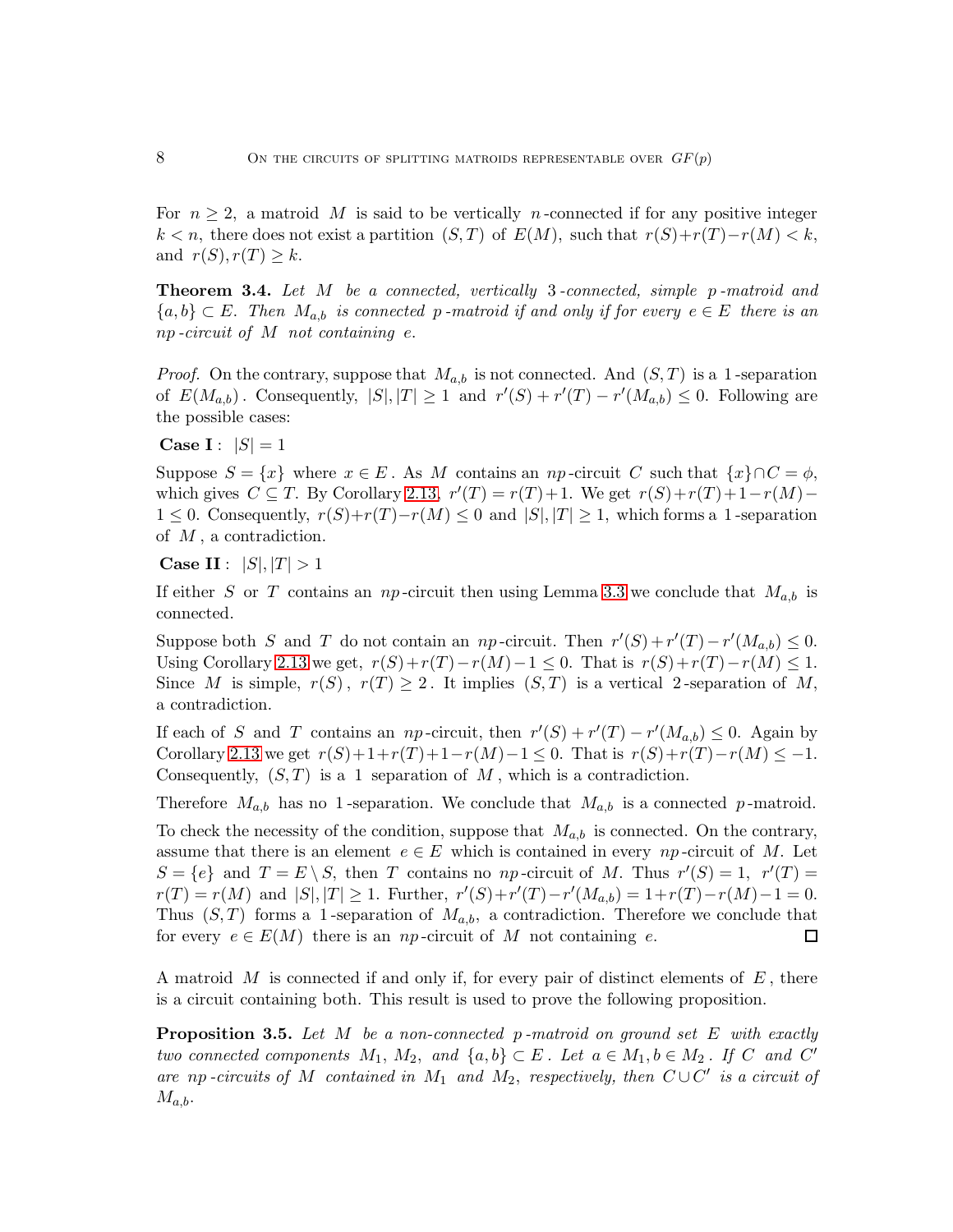For $n \geq 2$, a matroid $M$ is said to be vertically $n$-connected if for any positive integer $k < n$, there does not exist a partition $(S, T)$ of $E(M)$, such that $r(S)+r(T)-r(M) < k$, and $r(S), r(T) \geq k$.

**Theorem 3.4.** *Let $M$ be a connected, vertically 3-connected, simple $p$-matroid and $\{a, b\} \subset E$. Then $M_{a,b}$ is connected $p$-matroid if and only if for every $e \in E$ there is an $np$-circuit of $M$ not containing $e$.*

*Proof.* On the contrary, suppose that $M_{a,b}$ is not connected. And $(S, T)$ is a 1-separation of $E(M_{a,b})$. Consequently, $|S|, |T| \geq 1$ and $r'(S) + r'(T) - r'(M_{a,b}) \leq 0$. Following are the possible cases:

**Case I** : $|S| = 1$

Suppose $S = \{x\}$ where $x \in E$. As $M$ contains an $np$-circuit $C$ such that $\{x\} \cap C = \phi$, which gives $C \subseteq T$. By Corollary 2.13, $r'(T) = r(T)+1$. We get $r(S)+r(T)+1-r(M)-1 \leq 0$. Consequently, $r(S)+r(T)-r(M) \leq 0$ and $|S|, |T| \geq 1$, which forms a 1-separation of $M$, a contradiction.

**Case II** : $|S|, |T| > 1$

If either $S$ or $T$ contains an $np$-circuit then using Lemma 3.3 we conclude that $M_{a,b}$ is connected.

Suppose both $S$ and $T$ do not contain an $np$-circuit. Then $r'(S)+r'(T)-r'(M_{a,b}) \leq 0$. Using Corollary 2.13 we get, $r(S)+r(T)-r(M)-1 \leq 0$. That is $r(S)+r(T)-r(M) \leq 1$. Since $M$ is simple, $r(S)$, $r(T) \geq 2$. It implies $(S, T)$ is a vertical 2-separation of $M$, a contradiction.

If each of $S$ and $T$ contains an $np$-circuit, then $r'(S) + r'(T) - r'(M_{a,b}) \leq 0$. Again by Corollary 2.13 we get $r(S)+1+r(T)+1-r(M)-1 \leq 0$. That is $r(S)+r(T)-r(M) \leq -1$. Consequently, $(S, T)$ is a 1 separation of $M$, which is a contradiction.

Therefore $M_{a,b}$ has no 1-separation. We conclude that $M_{a,b}$ is a connected $p$-matroid.

To check the necessity of the condition, suppose that $M_{a,b}$ is connected. On the contrary, assume that there is an element $e \in E$ which is contained in every $np$-circuit of $M$. Let $S = \{e\}$ and $T = E \setminus S$, then $T$ contains no $np$-circuit of $M$. Thus $r'(S) = 1$, $r'(T) = r(T) = r(M)$ and $|S|, |T| \geq 1$. Further, $r'(S)+r'(T)-r'(M_{a,b}) = 1+r(T)-r(M)-1 = 0$. Thus $(S, T)$ forms a 1-separation of $M_{a,b}$, a contradiction. Therefore we conclude that for every $e \in E(M)$ there is an $np$-circuit of $M$ not containing $e$. $\square$

A matroid $M$ is connected if and only if, for every pair of distinct elements of $E$, there is a circuit containing both. This result is used to prove the following proposition.

**Proposition 3.5.** *Let $M$ be a non-connected $p$-matroid on ground set $E$ with exactly two connected components $M_1$, $M_2$, and $\{a, b\} \subset E$. Let $a \in M_1, b \in M_2$. If $C$ and $C'$ are $np$-circuits of $M$ contained in $M_1$ and $M_2$, respectively, then $C \cup C'$ is a circuit of $M_{a,b}$.*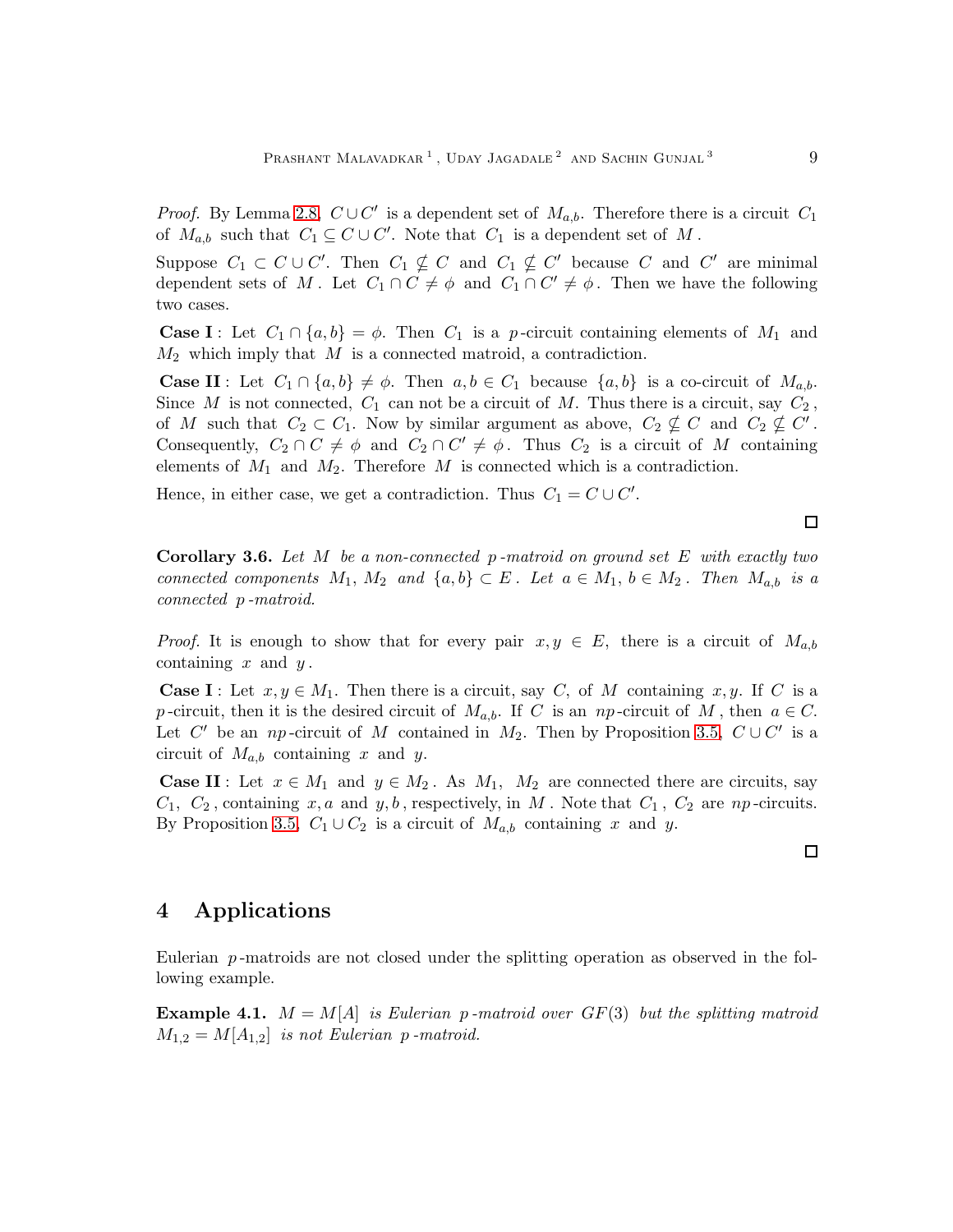*Proof.* By Lemma 2.8, $C \cup C'$ is a dependent set of $M_{a,b}$. Therefore there is a circuit $C_1$ of $M_{a,b}$ such that $C_1 \subseteq C \cup C'$. Note that $C_1$ is a dependent set of $M$.

Suppose $C_1 \subset C \cup C'$. Then $C_1 \nsubseteq C$ and $C_1 \nsubseteq C'$ because $C$ and $C'$ are minimal dependent sets of $M$. Let $C_1 \cap C \neq \phi$ and $C_1 \cap C' \neq \phi$. Then we have the following two cases.

**Case I** : Let $C_1 \cap \{a, b\} = \phi$. Then $C_1$ is a $p$-circuit containing elements of $M_1$ and $M_2$ which imply that $M$ is a connected matroid, a contradiction.

**Case II** : Let $C_1 \cap \{a, b\} \neq \phi$. Then $a, b \in C_1$ because $\{a, b\}$ is a co-circuit of $M_{a,b}$. Since $M$ is not connected, $C_1$ can not be a circuit of $M$. Thus there is a circuit, say $C_2$, of $M$ such that $C_2 \subset C_1$. Now by similar argument as above, $C_2 \nsubseteq C$ and $C_2 \nsubseteq C'$. Consequently, $C_2 \cap C \neq \phi$ and $C_2 \cap C' \neq \phi$. Thus $C_2$ is a circuit of $M$ containing elements of $M_1$ and $M_2$. Therefore $M$ is connected which is a contradiction.

Hence, in either case, we get a contradiction. Thus $C_1 = C \cup C'$. □

**Corollary 3.6.** *Let $M$ be a non-connected $p$-matroid on ground set $E$ with exactly two connected components $M_1$, $M_2$ and $\{a, b\} \subset E$. Let $a \in M_1$, $b \in M_2$. Then $M_{a,b}$ is a connected $p$-matroid.*

*Proof.* It is enough to show that for every pair $x, y \in E$, there is a circuit of $M_{a,b}$ containing $x$ and $y$.

**Case I** : Let $x, y \in M_1$. Then there is a circuit, say $C$, of $M$ containing $x, y$. If $C$ is a $p$-circuit, then it is the desired circuit of $M_{a,b}$. If $C$ is an $np$-circuit of $M$, then $a \in C$. Let $C'$ be an $np$-circuit of $M$ contained in $M_2$. Then by Proposition 3.5, $C \cup C'$ is a circuit of $M_{a,b}$ containing $x$ and $y$.

**Case II** : Let $x \in M_1$ and $y \in M_2$. As $M_1$, $M_2$ are connected there are circuits, say $C_1$, $C_2$, containing $x, a$ and $y, b$, respectively, in $M$. Note that $C_1$, $C_2$ are $np$-circuits. By Proposition 3.5, $C_1 \cup C_2$ is a circuit of $M_{a,b}$ containing $x$ and $y$. □

# 4 Applications

Eulerian $p$-matroids are not closed under the splitting operation as observed in the following example.

**Example 4.1.** *$M = M[A]$ is Eulerian $p$-matroid over $GF(3)$ but the splitting matroid $M_{1,2} = M[A_{1,2}]$ is not Eulerian $p$-matroid.*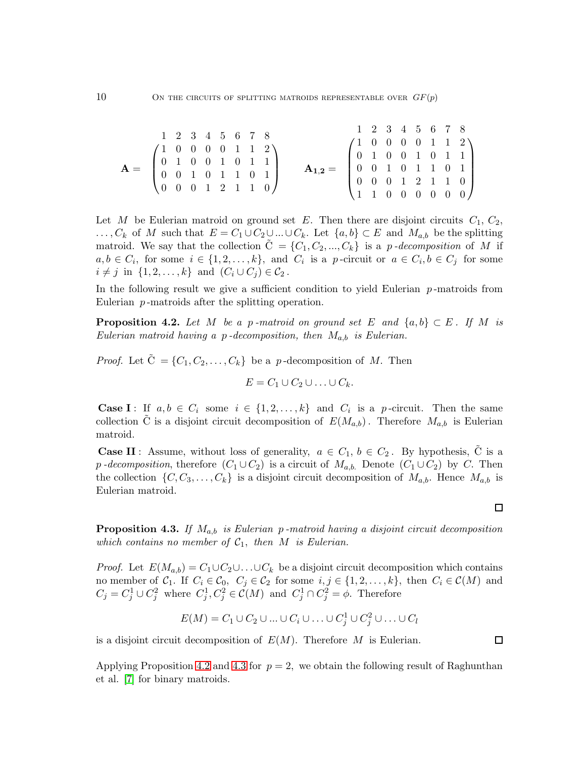$$\mathbf{A} = \begin{pmatrix} 1 & 0 & 0 & 0 & 0 & 1 & 1 & 2 \\ 0 & 1 & 0 & 0 & 1 & 0 & 1 & 1 \\ 0 & 0 & 1 & 0 & 1 & 1 & 0 & 1 \\ 0 & 0 & 0 & 1 & 2 & 1 & 1 & 0 \end{pmatrix} \qquad \mathbf{A_{1,2}} = \begin{pmatrix} 1 & 0 & 0 & 0 & 0 & 1 & 1 & 2 \\ 0 & 1 & 0 & 0 & 1 & 0 & 1 & 1 \\ 0 & 0 & 1 & 0 & 1 & 1 & 0 & 1 \\ 0 & 0 & 0 & 1 & 2 & 1 & 1 & 0 \\ 1 & 1 & 0 & 0 & 0 & 0 & 0 & 0 \end{pmatrix}$$

(Columns of both matrices are labelled $1, 2, 3, 4, 5, 6, 7, 8$.)

Let $M$ be Eulerian matroid on ground set $E$. Then there are disjoint circuits $C_1, C_2, \ldots, C_k$ of $M$ such that $E = C_1 \cup C_2 \cup ... \cup C_k$. Let $\{a, b\} \subset E$ and $M_{a,b}$ be the splitting matroid. We say that the collection $\tilde{\mathrm{C}} = \{C_1, C_2, ..., C_k\}$ is a *$p$-decomposition* of $M$ if $a, b \in C_i$, for some $i \in \{1, 2, \ldots, k\}$, and $C_i$ is a $p$-circuit or $a \in C_i, b \in C_j$ for some $i \neq j$ in $\{1, 2, \ldots, k\}$ and $(C_i \cup C_j) \in \mathcal{C}_2$.

In the following result we give a sufficient condition to yield Eulerian $p$-matroids from Eulerian $p$-matroids after the splitting operation.

**Proposition 4.2.** *Let $M$ be a $p$-matroid on ground set $E$ and $\{a, b\} \subset E$. If $M$ is Eulerian matroid having a $p$-decomposition, then $M_{a,b}$ is Eulerian.*

*Proof.* Let $\tilde{\mathrm{C}} = \{C_1, C_2, \ldots, C_k\}$ be a $p$-decomposition of $M$. Then

$$E = C_1 \cup C_2 \cup \ldots \cup C_k.$$

**Case I**: If $a, b \in C_i$ some $i \in \{1, 2, \ldots, k\}$ and $C_i$ is a $p$-circuit. Then the same collection $\tilde{\mathrm{C}}$ is a disjoint circuit decomposition of $E(M_{a,b})$. Therefore $M_{a,b}$ is Eulerian matroid.

**Case II**: Assume, without loss of generality, $a \in C_1$, $b \in C_2$. By hypothesis, $\tilde{\mathrm{C}}$ is a *$p$-decomposition*, therefore $(C_1 \cup C_2)$ is a circuit of $M_{a,b.}$ Denote $(C_1 \cup C_2)$ by $C$. Then the collection $\{C, C_3, \ldots, C_k\}$ is a disjoint circuit decomposition of $M_{a,b}$. Hence $M_{a,b}$ is Eulerian matroid. □

**Proposition 4.3.** *If $M_{a,b}$ is Eulerian $p$-matroid having a disjoint circuit decomposition which contains no member of $\mathcal{C}_1$, then $M$ is Eulerian.*

*Proof.* Let $E(M_{a,b}) = C_1 \cup C_2 \cup \ldots \cup C_k$ be a disjoint circuit decomposition which contains no member of $\mathcal{C}_1$. If $C_i \in \mathcal{C}_0$, $C_j \in \mathcal{C}_2$ for some $i, j \in \{1, 2, \ldots, k\}$, then $C_i \in \mathcal{C}(M)$ and $C_j = C_j^1 \cup C_j^2$ where $C_j^1, C_j^2 \in \mathcal{C}(M)$ and $C_j^1 \cap C_j^2 = \phi$. Therefore

$$E(M) = C_1 \cup C_2 \cup ... \cup C_i \cup \ldots \cup C_j^1 \cup C_j^2 \cup \ldots \cup C_l$$

is a disjoint circuit decomposition of $E(M)$. Therefore $M$ is Eulerian. □

Applying Proposition 4.2 and 4.3 for $p = 2$, we obtain the following result of Raghunthan et al. [7] for binary matroids.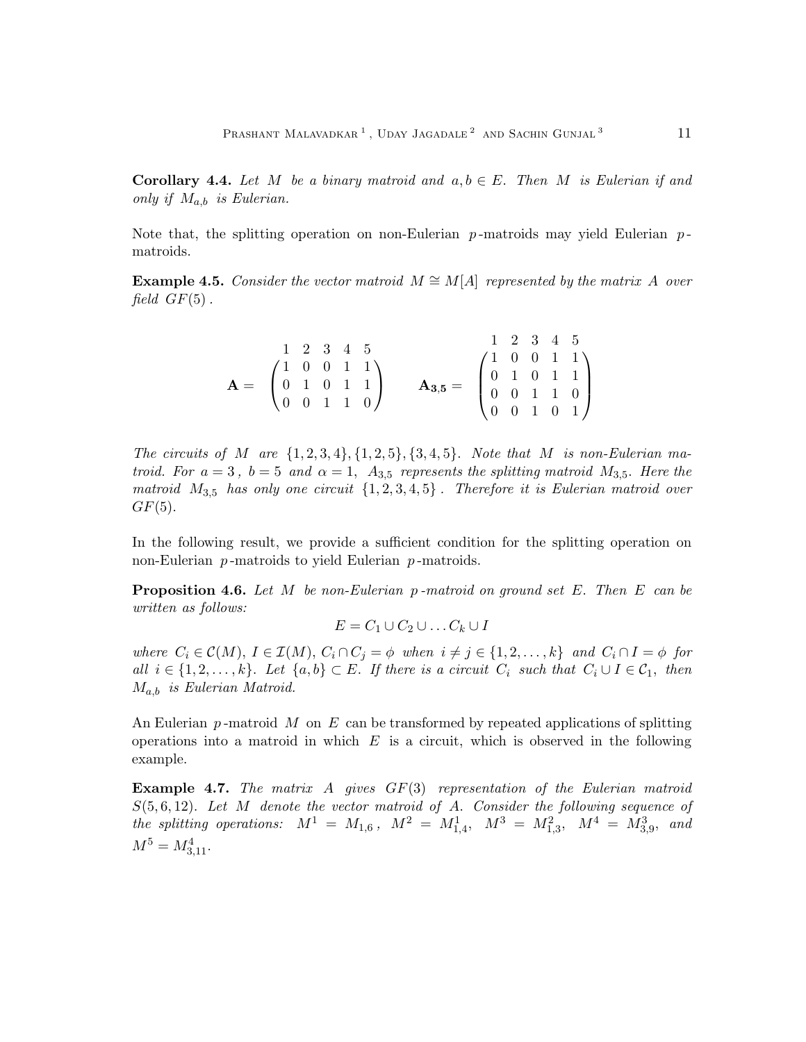**Corollary 4.4.** *Let $M$ be a binary matroid and $a, b \in E$. Then $M$ is Eulerian if and only if $M_{a,b}$ is Eulerian.*

Note that, the splitting operation on non-Eulerian $p$-matroids may yield Eulerian $p$-matroids.

**Example 4.5.** *Consider the vector matroid $M \cong M[A]$ represented by the matrix $A$ over field $GF(5)$.*

$$
\mathbf{A} = \begin{array}{c} \begin{matrix} 1 & 2 & 3 & 4 & 5 \end{matrix} \\ \begin{pmatrix} 1 & 0 & 0 & 1 & 1 \\ 0 & 1 & 0 & 1 & 1 \\ 0 & 0 & 1 & 1 & 0 \end{pmatrix} \end{array}
\qquad
\mathbf{A_{3,5}} = \begin{array}{c} \begin{matrix} 1 & 2 & 3 & 4 & 5 \end{matrix} \\ \begin{pmatrix} 1 & 0 & 0 & 1 & 1 \\ 0 & 1 & 0 & 1 & 1 \\ 0 & 0 & 1 & 1 & 0 \\ 0 & 0 & 1 & 0 & 1 \end{pmatrix} \end{array}
$$

*The circuits of $M$ are $\{1,2,3,4\}, \{1,2,5\}, \{3,4,5\}$. Note that $M$ is non-Eulerian matroid. For $a = 3$, $b = 5$ and $\alpha = 1$, $A_{3,5}$ represents the splitting matroid $M_{3,5}$. Here the matroid $M_{3,5}$ has only one circuit $\{1,2,3,4,5\}$. Therefore it is Eulerian matroid over $GF(5)$.*

In the following result, we provide a sufficient condition for the splitting operation on non-Eulerian $p$-matroids to yield Eulerian $p$-matroids.

**Proposition 4.6.** *Let $M$ be non-Eulerian $p$-matroid on ground set $E$. Then $E$ can be written as follows:*

$$E = C_1 \cup C_2 \cup \ldots C_k \cup I$$

*where $C_i \in \mathcal{C}(M)$, $I \in \mathcal{I}(M)$, $C_i \cap C_j = \phi$ when $i \neq j \in \{1, 2, \ldots, k\}$ and $C_i \cap I = \phi$ for all $i \in \{1, 2, \ldots, k\}$. Let $\{a, b\} \subset E$. If there is a circuit $C_i$ such that $C_i \cup I \in \mathcal{C}_1$, then $M_{a,b}$ is Eulerian Matroid.*

An Eulerian $p$-matroid $M$ on $E$ can be transformed by repeated applications of splitting operations into a matroid in which $E$ is a circuit, which is observed in the following example.

**Example 4.7.** *The matrix $A$ gives $GF(3)$ representation of the Eulerian matroid $S(5, 6, 12)$. Let $M$ denote the vector matroid of $A$. Consider the following sequence of the splitting operations: $M^1 = M_{1,6}$, $M^2 = M^1_{1,4}$, $M^3 = M^2_{1,3}$, $M^4 = M^3_{3,9}$, and $M^5 = M^4_{3,11}$.*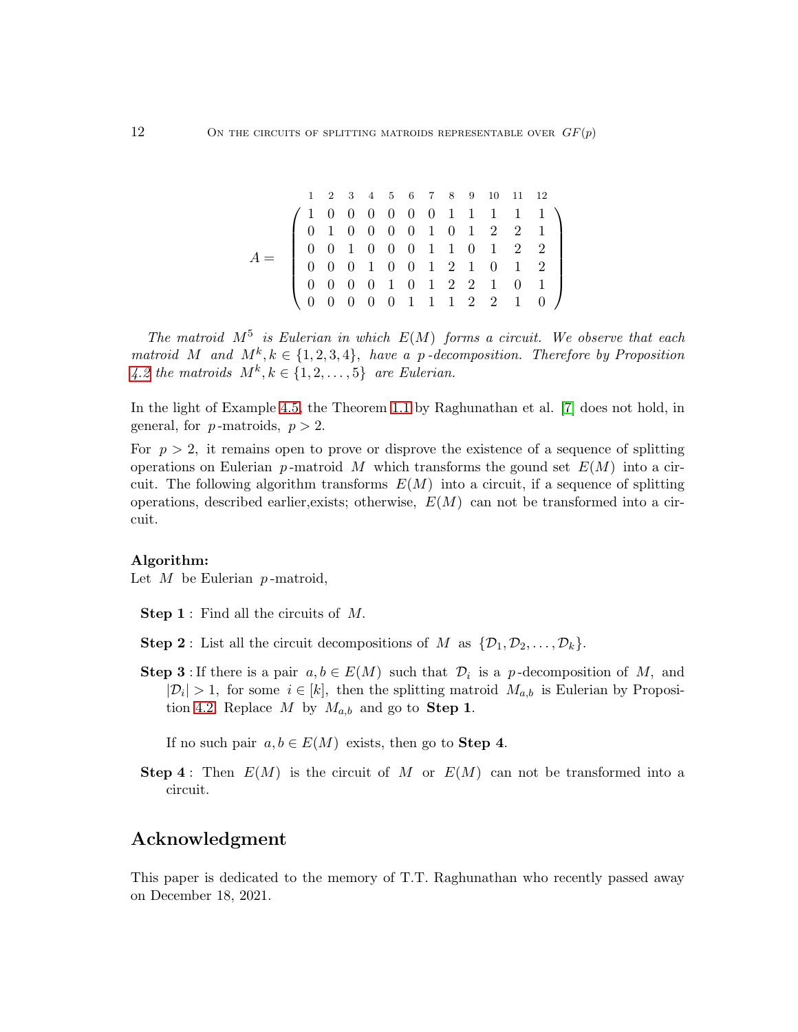$$A = \begin{pmatrix} 1 & 0 & 0 & 0 & 0 & 0 & 0 & 1 & 1 & 1 & 1 & 1 \\ 0 & 1 & 0 & 0 & 0 & 0 & 1 & 0 & 1 & 2 & 2 & 1 \\ 0 & 0 & 1 & 0 & 0 & 0 & 1 & 1 & 0 & 1 & 2 & 2 \\ 0 & 0 & 0 & 1 & 0 & 0 & 1 & 2 & 1 & 0 & 1 & 2 \\ 0 & 0 & 0 & 0 & 1 & 0 & 1 & 2 & 2 & 1 & 0 & 1 \\ 0 & 0 & 0 & 0 & 0 & 1 & 1 & 1 & 2 & 2 & 1 & 0 \end{pmatrix}$$

(columns labeled $1, 2, 3, 4, 5, 6, 7, 8, 9, 10, 11, 12$)

*The matroid $M^5$ is Eulerian in which $E(M)$ forms a circuit. We observe that each matroid $M$ and $M^k, k \in \{1,2,3,4\}$, have a $p$-decomposition. Therefore by Proposition 4.2 the matroids $M^k, k \in \{1,2,\ldots,5\}$ are Eulerian.*

In the light of Example 4.5, the Theorem 1.1 by Raghunathan et al. [7] does not hold, in general, for $p$-matroids, $p > 2$.

For $p > 2$, it remains open to prove or disprove the existence of a sequence of splitting operations on Eulerian $p$-matroid $M$ which transforms the gound set $E(M)$ into a circuit. The following algorithm transforms $E(M)$ into a circuit, if a sequence of splitting operations, described earlier,exists; otherwise, $E(M)$ can not be transformed into a circuit.

**Algorithm:**
Let $M$ be Eulerian $p$-matroid,

**Step 1** : Find all the circuits of $M$.

**Step 2** : List all the circuit decompositions of $M$ as $\{\mathcal{D}_1, \mathcal{D}_2, \ldots, \mathcal{D}_k\}$.

**Step 3** : If there is a pair $a, b \in E(M)$ such that $\mathcal{D}_i$ is a $p$-decomposition of $M$, and $|\mathcal{D}_i| > 1$, for some $i \in [k]$, then the splitting matroid $M_{a,b}$ is Eulerian by Proposition 4.2. Replace $M$ by $M_{a,b}$ and go to **Step 1**.

If no such pair $a, b \in E(M)$ exists, then go to **Step 4**.

**Step 4** : Then $E(M)$ is the circuit of $M$ or $E(M)$ can not be transformed into a circuit.

## Acknowledgment

This paper is dedicated to the memory of T.T. Raghunathan who recently passed away on December 18, 2021.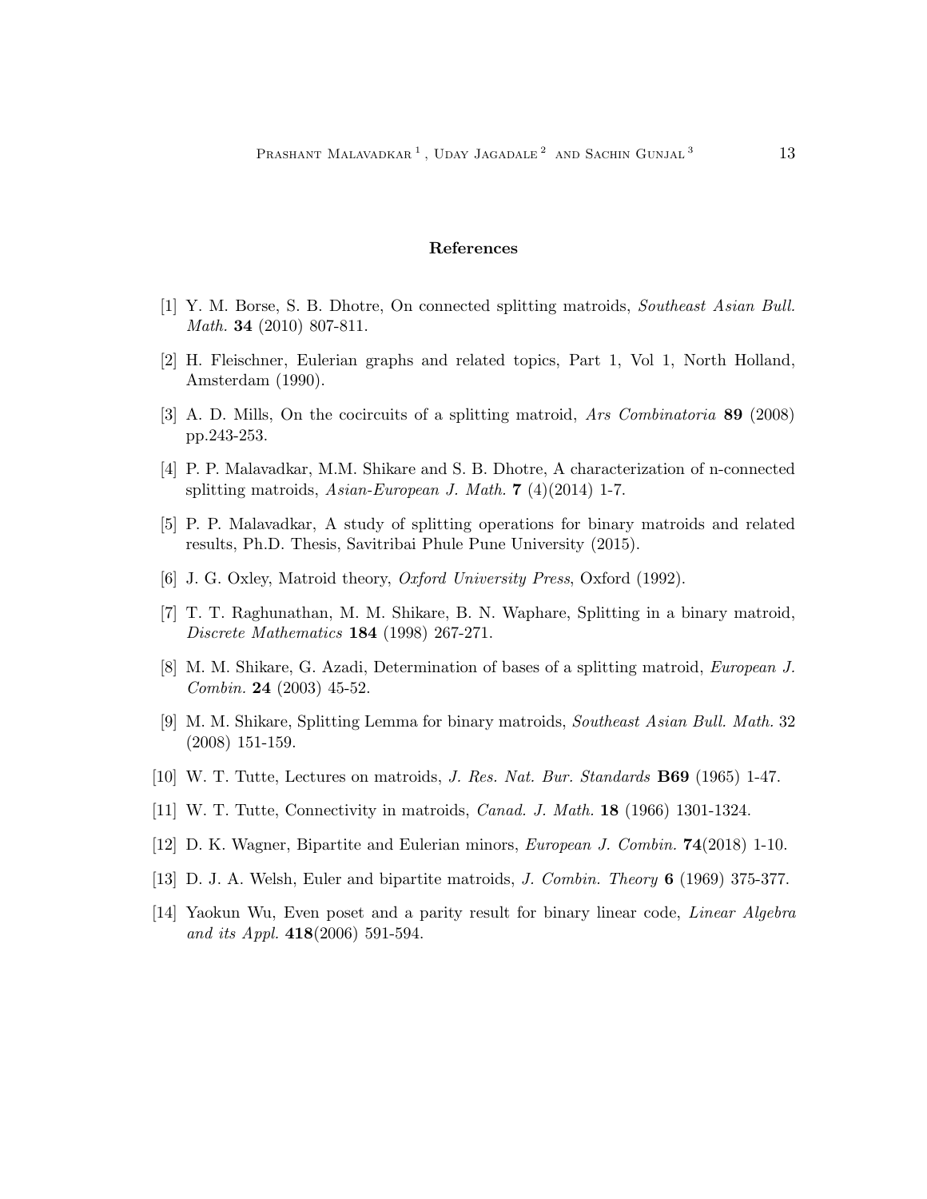## References

[1] Y. M. Borse, S. B. Dhotre, On connected splitting matroids, *Southeast Asian Bull. Math.* **34** (2010) 807-811.

[2] H. Fleischner, Eulerian graphs and related topics, Part 1, Vol 1, North Holland, Amsterdam (1990).

[3] A. D. Mills, On the cocircuits of a splitting matroid, *Ars Combinatoria* **89** (2008) pp.243-253.

[4] P. P. Malavadkar, M.M. Shikare and S. B. Dhotre, A characterization of n-connected splitting matroids, *Asian-European J. Math.* **7** (4)(2014) 1-7.

[5] P. P. Malavadkar, A study of splitting operations for binary matroids and related results, Ph.D. Thesis, Savitribai Phule Pune University (2015).

[6] J. G. Oxley, Matroid theory, *Oxford University Press*, Oxford (1992).

[7] T. T. Raghunathan, M. M. Shikare, B. N. Waphare, Splitting in a binary matroid, *Discrete Mathematics* **184** (1998) 267-271.

[8] M. M. Shikare, G. Azadi, Determination of bases of a splitting matroid, *European J. Combin.* **24** (2003) 45-52.

[9] M. M. Shikare, Splitting Lemma for binary matroids, *Southeast Asian Bull. Math.* 32 (2008) 151-159.

[10] W. T. Tutte, Lectures on matroids, *J. Res. Nat. Bur. Standards* **B69** (1965) 1-47.

[11] W. T. Tutte, Connectivity in matroids, *Canad. J. Math.* **18** (1966) 1301-1324.

[12] D. K. Wagner, Bipartite and Eulerian minors, *European J. Combin.* **74**(2018) 1-10.

[13] D. J. A. Welsh, Euler and bipartite matroids, *J. Combin. Theory* **6** (1969) 375-377.

[14] Yaokun Wu, Even poset and a parity result for binary linear code, *Linear Algebra and its Appl.* **418**(2006) 591-594.